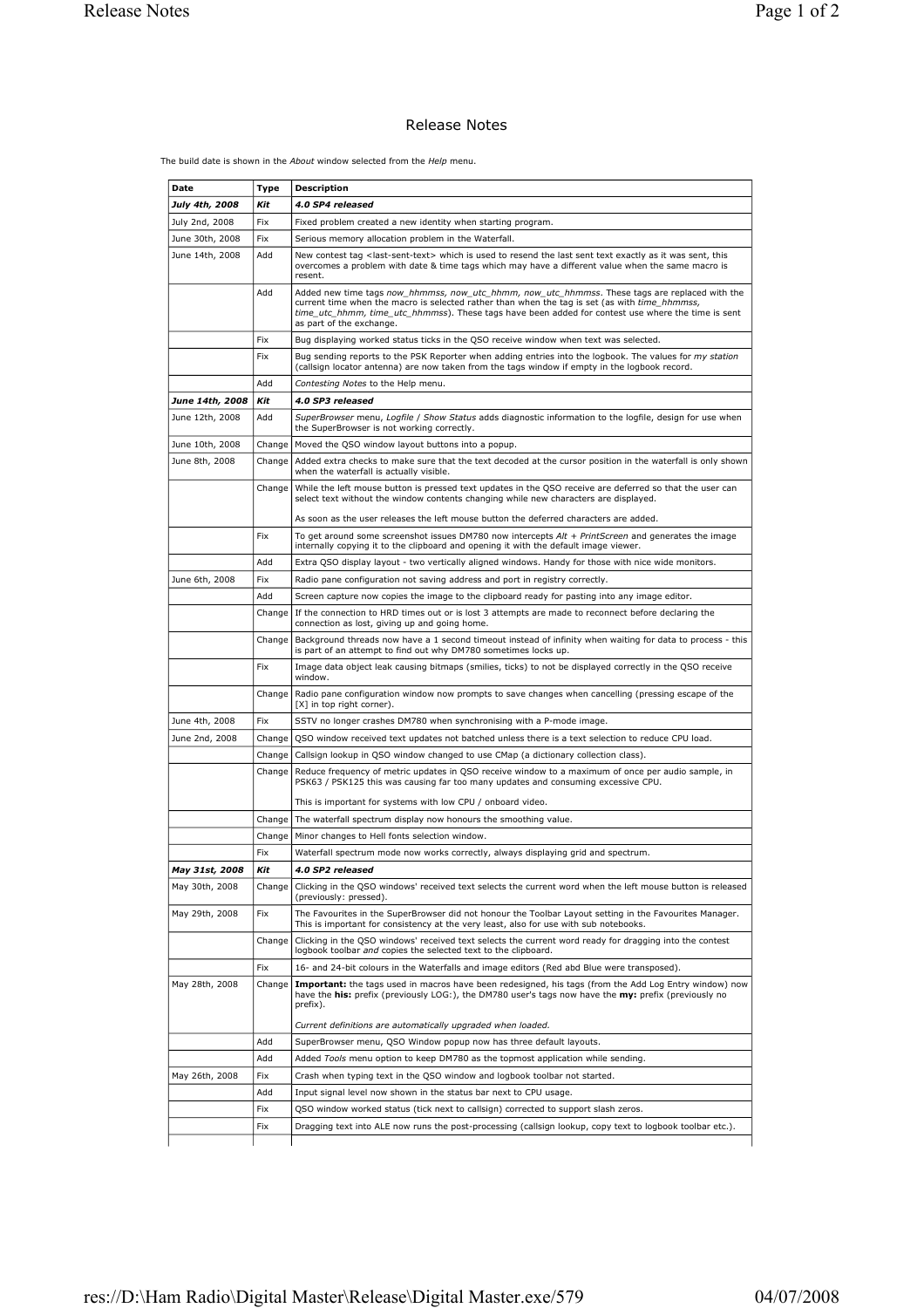// Release Notes

The build date is shown in the *About* window selected from the *Help* menu.

| Date | Type | Description |
|---|---|---|
| ***July 4th, 2008*** | ***Kit*** | ***4.0 SP4 released*** |
| July 2nd, 2008 | Fix | Fixed problem created a new identity when starting program. |
| June 30th, 2008 | Fix | Serious memory allocation problem in the Waterfall. |
| June 14th, 2008 | Add | New contest tag <last-sent-text> which is used to resend the last sent text exactly as it was sent, this overcomes a problem with date & time tags which may have a different value when the same macro is resent. |
| | Add | Added new time tags *now_hhmmss, now_utc_hhmm, now_utc_hhmmss*. These tags are replaced with the current time when the macro is selected rather than when the tag is set (as with *time_hhmmss, time_utc_hhmm, time_utc_hhmmss*). These tags have been added for contest use where the time is sent as part of the exchange. |
| | Fix | Bug displaying worked status ticks in the QSO receive window when text was selected. |
| | Fix | Bug sending reports to the PSK Reporter when adding entries into the logbook. The values for *my station* (callsign locator antenna) are now taken from the tags window if empty in the logbook record. |
| | Add | *Contesting Notes* to the Help menu. |
| ***June 14th, 2008*** | ***Kit*** | ***4.0 SP3 released*** |
| June 12th, 2008 | Add | *SuperBrowser* menu, *Logfile* / *Show Status* adds diagnostic information to the logfile, design for use when the SuperBrowser is not working correctly. |
| June 10th, 2008 | Change | Moved the QSO window layout buttons into a popup. |
| June 8th, 2008 | Change | Added extra checks to make sure that the text decoded at the cursor position in the waterfall is only shown when the waterfall is actually visible. |
| | Change | While the left mouse button is pressed text updates in the QSO receive are deferred so that the user can select text without the window contents changing while new characters are displayed.<br><br>As soon as the user releases the left mouse button the deferred characters are added. |
| | Fix | To get around some screenshot issues DM780 now intercepts *Alt* + *PrintScreen* and generates the image internally copying it to the clipboard and opening it with the default image viewer. |
| | Add | Extra QSO display layout - two vertically aligned windows. Handy for those with nice wide monitors. |
| June 6th, 2008 | Fix | Radio pane configuration not saving address and port in registry correctly. |
| | Add | Screen capture now copies the image to the clipboard ready for pasting into any image editor. |
| | Change | If the connection to HRD times out or is lost 3 attempts are made to reconnect before declaring the connection as lost, giving up and going home. |
| | Change | Background threads now have a 1 second timeout instead of infinity when waiting for data to process - this is part of an attempt to find out why DM780 sometimes locks up. |
| | Fix | Image data object leak causing bitmaps (smilies, ticks) to not be displayed correctly in the QSO receive window. |
| | Change | Radio pane configuration window now prompts to save changes when cancelling (pressing escape of the [X] in top right corner). |
| June 4th, 2008 | Fix | SSTV no longer crashes DM780 when synchronising with a P-mode image. |
| June 2nd, 2008 | Change | QSO window received text updates not batched unless there is a text selection to reduce CPU load. |
| | Change | Callsign lookup in QSO window changed to use CMap (a dictionary collection class). |
| | Change | Reduce frequency of metric updates in QSO receive window to a maximum of once per audio sample, in PSK63 / PSK125 this was causing far too many updates and consuming excessive CPU.<br><br>This is important for systems with low CPU / onboard video. |
| | Change | The waterfall spectrum display now honours the smoothing value. |
| | Change | Minor changes to Hell fonts selection window. |
| | Fix | Waterfall spectrum mode now works correctly, always displaying grid and spectrum. |
| ***May 31st, 2008*** | ***Kit*** | ***4.0 SP2 released*** |
| May 30th, 2008 | Change | Clicking in the QSO windows' received text selects the current word when the left mouse button is released (previously: pressed). |
| May 29th, 2008 | Fix | The Favourites in the SuperBrowser did not honour the Toolbar Layout setting in the Favourites Manager. This is important for consistency at the very least, also for use with sub notebooks. |
| | Change | Clicking in the QSO windows' received text selects the current word ready for dragging into the contest logbook toolbar *and* copies the selected text to the clipboard. |
| | Fix | 16- and 24-bit colours in the Waterfalls and image editors (Red abd Blue were transposed). |
| May 28th, 2008 | Change | **Important:** the tags used in macros have been redesigned, his tags (from the Add Log Entry window) now have the **his:** prefix (previously LOG:), the DM780 user's tags now have the **my:** prefix (previously no prefix).<br><br>*Current definitions are automatically upgraded when loaded.* |
| | Add | SuperBrowser menu, QSO Window popup now has three default layouts. |
| | Add | Added *Tools* menu option to keep DM780 as the topmost application while sending. |
| May 26th, 2008 | Fix | Crash when typing text in the QSO window and logbook toolbar not started. |
| | Add | Input signal level now shown in the status bar next to CPU usage. |
| | Fix | QSO window worked status (tick next to callsign) corrected to support slash zeros. |
| | Fix | Dragging text into ALE now runs the post-processing (callsign lookup, copy text to logbook toolbar etc.). |
| | | |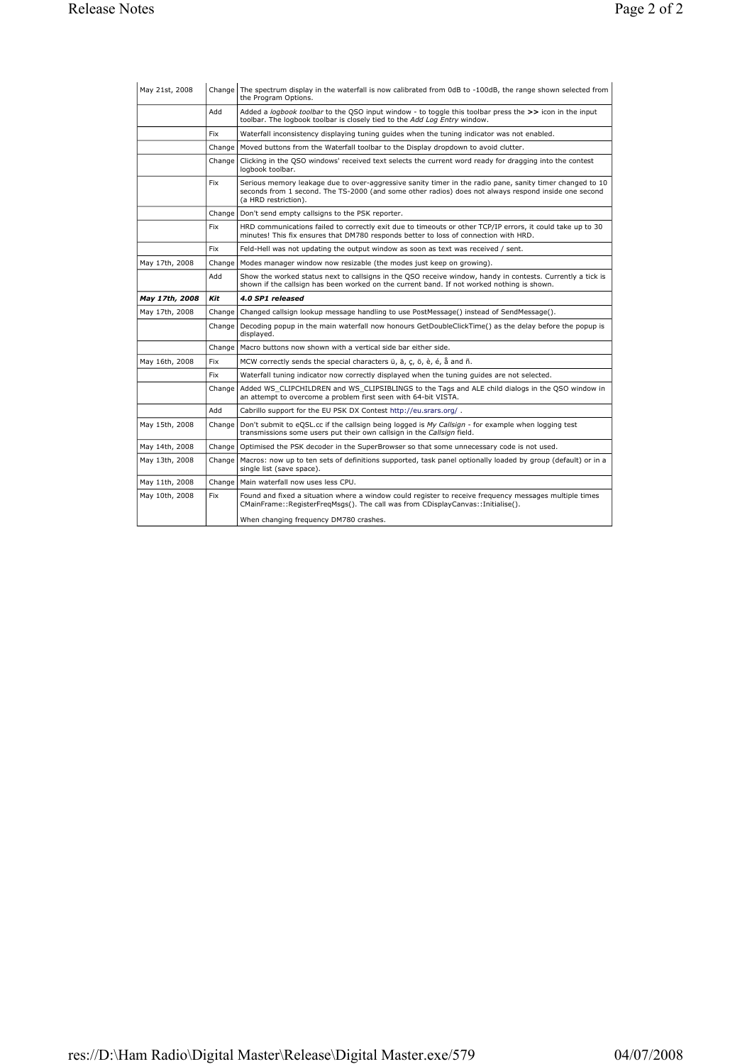| | | |
|---|---|---|
| May 21st, 2008 | Change | The spectrum display in the waterfall is now calibrated from 0dB to -100dB, the range shown selected from the Program Options. |
| | Add | Added a *logbook toolbar* to the QSO input window - to toggle this toolbar press the **>>** icon in the input toolbar. The logbook toolbar is closely tied to the *Add Log Entry* window. |
| | Fix | Waterfall inconsistency displaying tuning guides when the tuning indicator was not enabled. |
| | Change | Moved buttons from the Waterfall toolbar to the Display dropdown to avoid clutter. |
| | Change | Clicking in the QSO windows' received text selects the current word ready for dragging into the contest logbook toolbar. |
| | Fix | Serious memory leakage due to over-aggressive sanity timer in the radio pane, sanity timer changed to 10 seconds from 1 second. The TS-2000 (and some other radios) does not always respond inside one second (a HRD restriction). |
| | Change | Don't send empty callsigns to the PSK reporter. |
| | Fix | HRD communications failed to correctly exit due to timeouts or other TCP/IP errors, it could take up to 30 minutes! This fix ensures that DM780 responds better to loss of connection with HRD. |
| | Fix | Feld-Hell was not updating the output window as soon as text was received / sent. |
| May 17th, 2008 | Change | Modes manager window now resizable (the modes just keep on growing). |
| | Add | Show the worked status next to callsigns in the QSO receive window, handy in contests. Currently a tick is shown if the callsign has been worked on the current band. If not worked nothing is shown. |
| ***May 17th, 2008*** | ***Kit*** | ***4.0 SP1 released*** |
| May 17th, 2008 | Change | Changed callsign lookup message handling to use PostMessage() instead of SendMessage(). |
| | Change | Decoding popup in the main waterfall now honours GetDoubleClickTime() as the delay before the popup is displayed. |
| | Change | Macro buttons now shown with a vertical side bar either side. |
| May 16th, 2008 | Fix | MCW correctly sends the special characters ü, ä, ç, ö, è, é, å and ñ. |
| | Fix | Waterfall tuning indicator now correctly displayed when the tuning guides are not selected. |
| | Change | Added WS_CLIPCHILDREN and WS_CLIPSIBLINGS to the Tags and ALE child dialogs in the QSO window in an attempt to overcome a problem first seen with 64-bit VISTA. |
| | Add | Cabrillo support for the EU PSK DX Contest http://eu.srars.org/ . |
| May 15th, 2008 | Change | Don't submit to eQSL.cc if the callsign being logged is *My Callsign* - for example when logging test transmissions some users put their own callsign in the *Callsign* field. |
| May 14th, 2008 | Change | Optimised the PSK decoder in the SuperBrowser so that some unnecessary code is not used. |
| May 13th, 2008 | Change | Macros: now up to ten sets of definitions supported, task panel optionally loaded by group (default) or in a single list (save space). |
| May 11th, 2008 | Change | Main waterfall now uses less CPU. |
| May 10th, 2008 | Fix | Found and fixed a situation where a window could register to receive frequency messages multiple times CMainFrame::RegisterFreqMsgs(). The call was from CDisplayCanvas::Initialise().<br><br>When changing frequency DM780 crashes. |